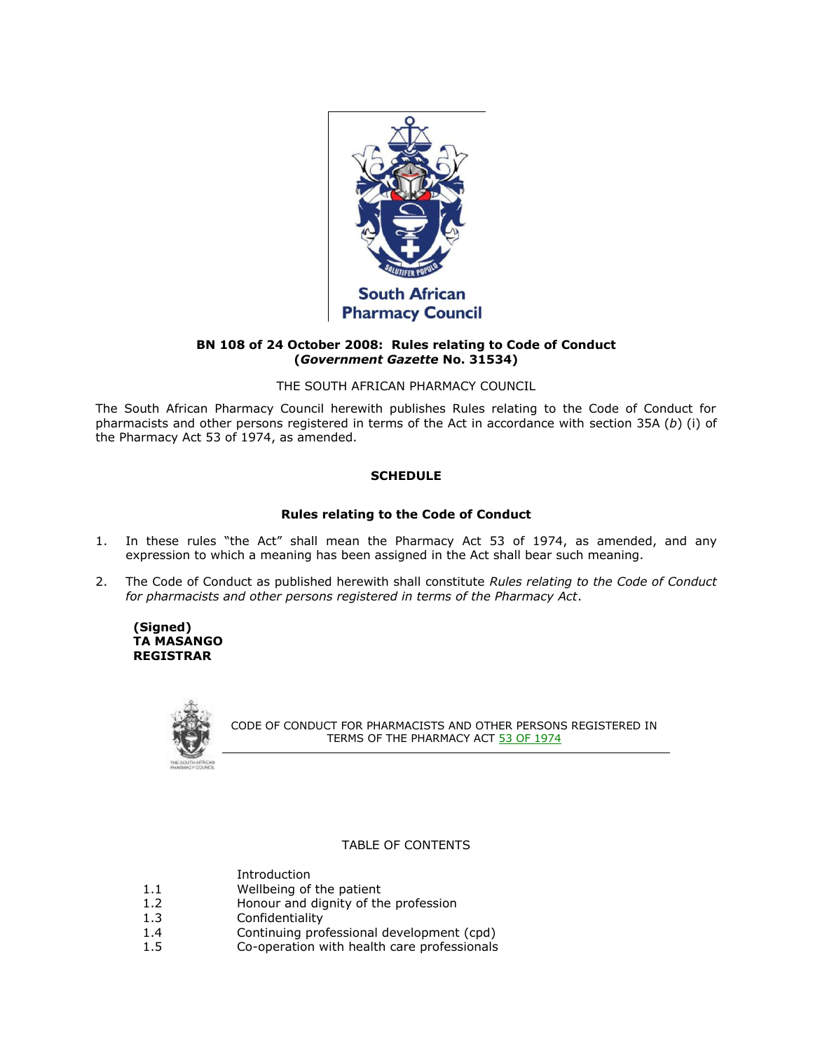South African Pharmacy Council

**BN 108 of 24 October 2008: Rules relating to Code of Conduct (*Government Gazette* No. 31534)**

THE SOUTH AFRICAN PHARMACY COUNCIL

The South African Pharmacy Council herewith publishes Rules relating to the Code of Conduct for pharmacists and other persons registered in terms of the Act in accordance with section 35A (*b*) (i) of the Pharmacy Act 53 of 1974, as amended.

## SCHEDULE

### Rules relating to the Code of Conduct

1. In these rules "the Act" shall mean the Pharmacy Act 53 of 1974, as amended, and any expression to which a meaning has been assigned in the Act shall bear such meaning.

2. The Code of Conduct as published herewith shall constitute *Rules relating to the Code of Conduct for pharmacists and other persons registered in terms of the Pharmacy Act*.

**(Signed)**
**TA MASANGO**
**REGISTRAR**

CODE OF CONDUCT FOR PHARMACISTS AND OTHER PERSONS REGISTERED IN TERMS OF THE PHARMACY ACT 53 OF 1974

TABLE OF CONTENTS

| | |
|---|---|
| | Introduction |
| 1.1 | Wellbeing of the patient |
| 1.2 | Honour and dignity of the profession |
| 1.3 | Confidentiality |
| 1.4 | Continuing professional development (cpd) |
| 1.5 | Co-operation with health care professionals |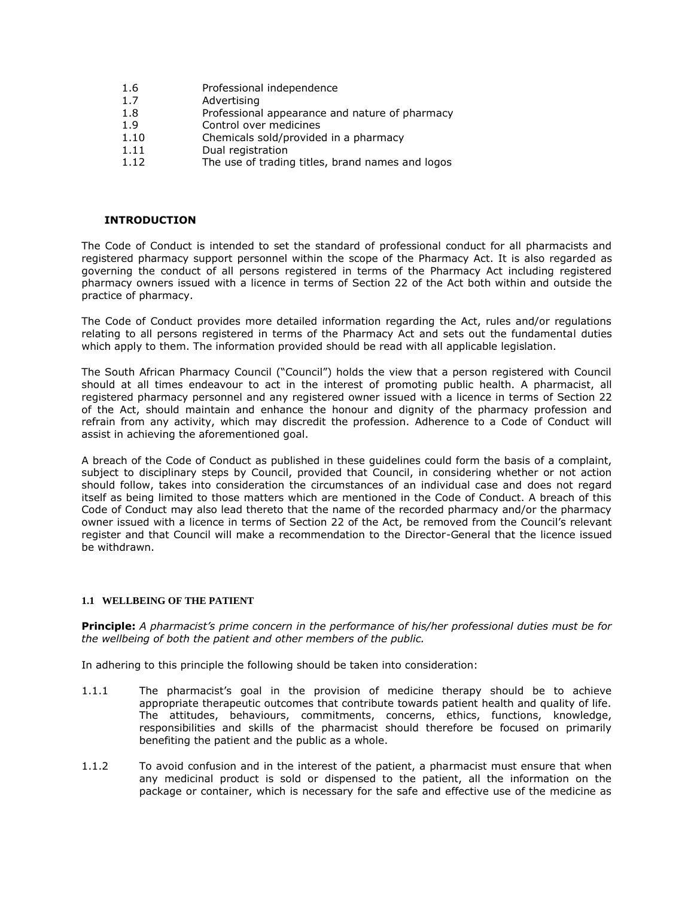| | |
|---|---|
| 1.6 | Professional independence |
| 1.7 | Advertising |
| 1.8 | Professional appearance and nature of pharmacy |
| 1.9 | Control over medicines |
| 1.10 | Chemicals sold/provided in a pharmacy |
| 1.11 | Dual registration |
| 1.12 | The use of trading titles, brand names and logos |

## INTRODUCTION

The Code of Conduct is intended to set the standard of professional conduct for all pharmacists and registered pharmacy support personnel within the scope of the Pharmacy Act. It is also regarded as governing the conduct of all persons registered in terms of the Pharmacy Act including registered pharmacy owners issued with a licence in terms of Section 22 of the Act both within and outside the practice of pharmacy.

The Code of Conduct provides more detailed information regarding the Act, rules and/or regulations relating to all persons registered in terms of the Pharmacy Act and sets out the fundamental duties which apply to them. The information provided should be read with all applicable legislation.

The South African Pharmacy Council ("Council") holds the view that a person registered with Council should at all times endeavour to act in the interest of promoting public health. A pharmacist, all registered pharmacy personnel and any registered owner issued with a licence in terms of Section 22 of the Act, should maintain and enhance the honour and dignity of the pharmacy profession and refrain from any activity, which may discredit the profession. Adherence to a Code of Conduct will assist in achieving the aforementioned goal.

A breach of the Code of Conduct as published in these guidelines could form the basis of a complaint, subject to disciplinary steps by Council, provided that Council, in considering whether or not action should follow, takes into consideration the circumstances of an individual case and does not regard itself as being limited to those matters which are mentioned in the Code of Conduct. A breach of this Code of Conduct may also lead thereto that the name of the recorded pharmacy and/or the pharmacy owner issued with a licence in terms of Section 22 of the Act, be removed from the Council's relevant register and that Council will make a recommendation to the Director-General that the licence issued be withdrawn.

### 1.1 WELLBEING OF THE PATIENT

**Principle:** *A pharmacist's prime concern in the performance of his/her professional duties must be for the wellbeing of both the patient and other members of the public.*

In adhering to this principle the following should be taken into consideration:

1.1.1 The pharmacist's goal in the provision of medicine therapy should be to achieve appropriate therapeutic outcomes that contribute towards patient health and quality of life. The attitudes, behaviours, commitments, concerns, ethics, functions, knowledge, responsibilities and skills of the pharmacist should therefore be focused on primarily benefiting the patient and the public as a whole.

1.1.2 To avoid confusion and in the interest of the patient, a pharmacist must ensure that when any medicinal product is sold or dispensed to the patient, all the information on the package or container, which is necessary for the safe and effective use of the medicine as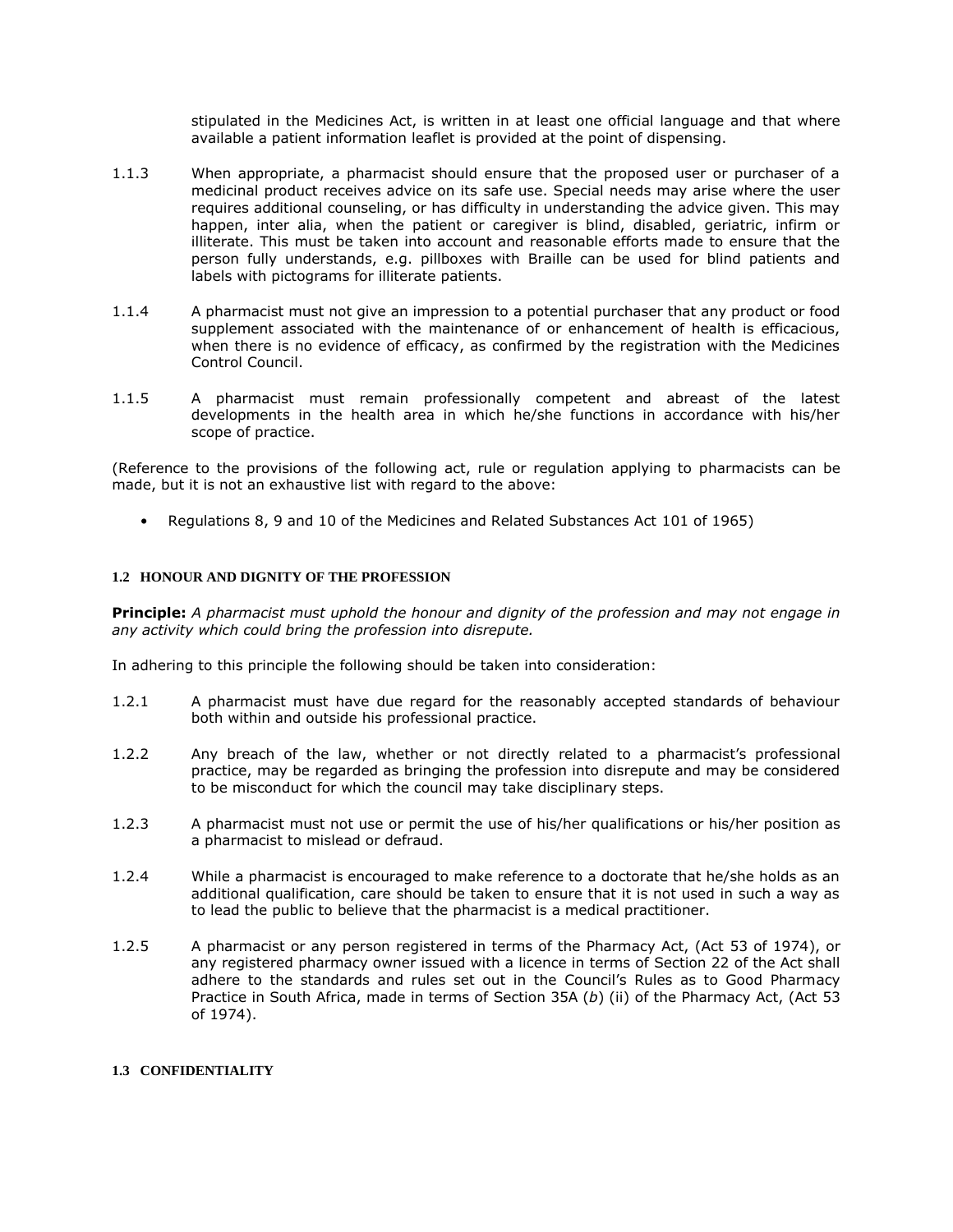stipulated in the Medicines Act, is written in at least one official language and that where available a patient information leaflet is provided at the point of dispensing.

1.1.3 When appropriate, a pharmacist should ensure that the proposed user or purchaser of a medicinal product receives advice on its safe use. Special needs may arise where the user requires additional counseling, or has difficulty in understanding the advice given. This may happen, inter alia, when the patient or caregiver is blind, disabled, geriatric, infirm or illiterate. This must be taken into account and reasonable efforts made to ensure that the person fully understands, e.g. pillboxes with Braille can be used for blind patients and labels with pictograms for illiterate patients.

1.1.4 A pharmacist must not give an impression to a potential purchaser that any product or food supplement associated with the maintenance of or enhancement of health is efficacious, when there is no evidence of efficacy, as confirmed by the registration with the Medicines Control Council.

1.1.5 A pharmacist must remain professionally competent and abreast of the latest developments in the health area in which he/she functions in accordance with his/her scope of practice.

(Reference to the provisions of the following act, rule or regulation applying to pharmacists can be made, but it is not an exhaustive list with regard to the above:

- Regulations 8, 9 and 10 of the Medicines and Related Substances Act 101 of 1965)

### 1.2 HONOUR AND DIGNITY OF THE PROFESSION

**Principle:** *A pharmacist must uphold the honour and dignity of the profession and may not engage in any activity which could bring the profession into disrepute.*

In adhering to this principle the following should be taken into consideration:

1.2.1 A pharmacist must have due regard for the reasonably accepted standards of behaviour both within and outside his professional practice.

1.2.2 Any breach of the law, whether or not directly related to a pharmacist's professional practice, may be regarded as bringing the profession into disrepute and may be considered to be misconduct for which the council may take disciplinary steps.

1.2.3 A pharmacist must not use or permit the use of his/her qualifications or his/her position as a pharmacist to mislead or defraud.

1.2.4 While a pharmacist is encouraged to make reference to a doctorate that he/she holds as an additional qualification, care should be taken to ensure that it is not used in such a way as to lead the public to believe that the pharmacist is a medical practitioner.

1.2.5 A pharmacist or any person registered in terms of the Pharmacy Act, (Act 53 of 1974), or any registered pharmacy owner issued with a licence in terms of Section 22 of the Act shall adhere to the standards and rules set out in the Council's Rules as to Good Pharmacy Practice in South Africa, made in terms of Section 35A (*b*) (ii) of the Pharmacy Act, (Act 53 of 1974).

### 1.3 CONFIDENTIALITY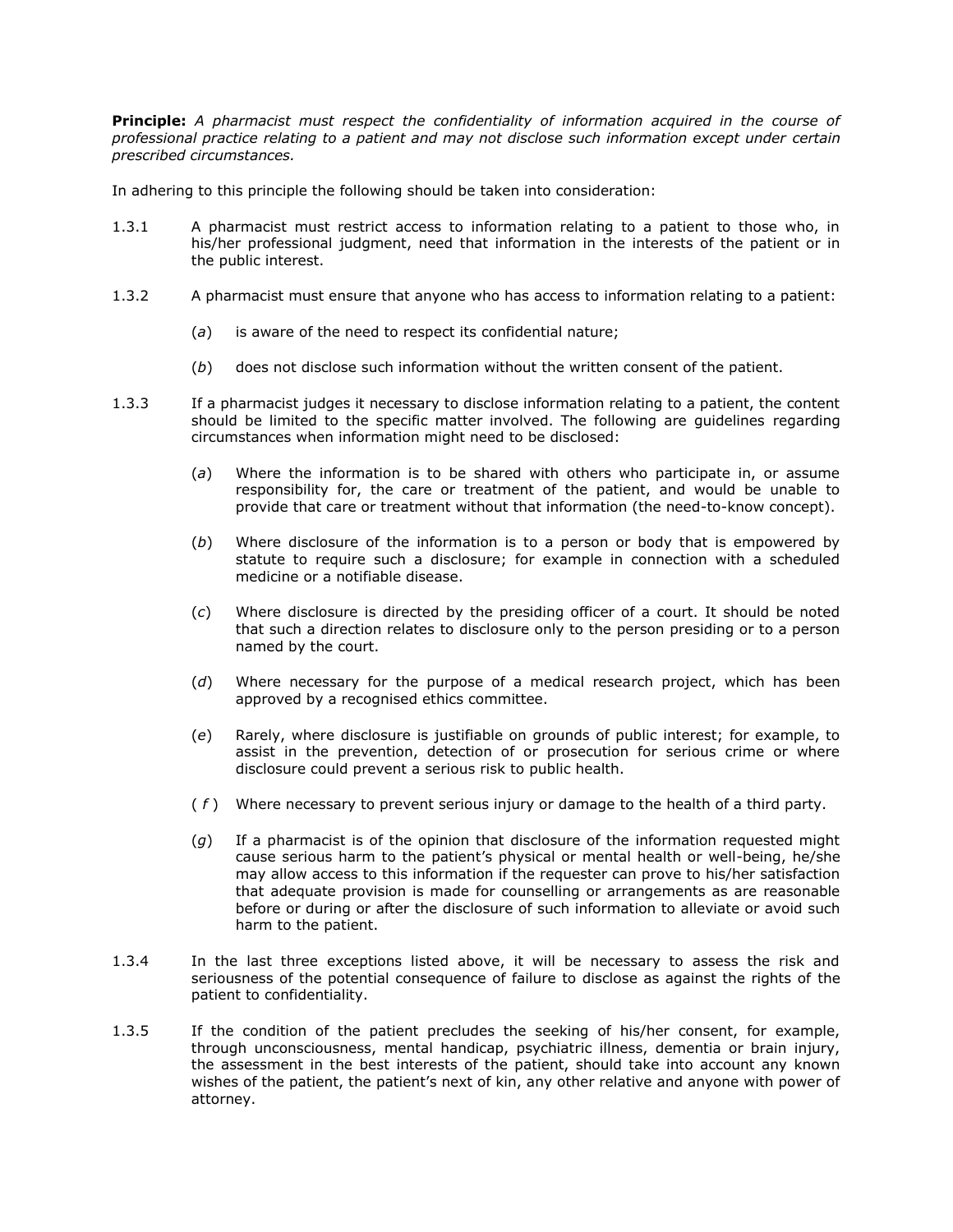**Principle:** *A pharmacist must respect the confidentiality of information acquired in the course of professional practice relating to a patient and may not disclose such information except under certain prescribed circumstances.*

In adhering to this principle the following should be taken into consideration:

1.3.1 A pharmacist must restrict access to information relating to a patient to those who, in his/her professional judgment, need that information in the interests of the patient or in the public interest.

1.3.2 A pharmacist must ensure that anyone who has access to information relating to a patient:

- (*a*) is aware of the need to respect its confidential nature;
- (*b*) does not disclose such information without the written consent of the patient.

1.3.3 If a pharmacist judges it necessary to disclose information relating to a patient, the content should be limited to the specific matter involved. The following are guidelines regarding circumstances when information might need to be disclosed:

- (*a*) Where the information is to be shared with others who participate in, or assume responsibility for, the care or treatment of the patient, and would be unable to provide that care or treatment without that information (the need-to-know concept).
- (*b*) Where disclosure of the information is to a person or body that is empowered by statute to require such a disclosure; for example in connection with a scheduled medicine or a notifiable disease.
- (*c*) Where disclosure is directed by the presiding officer of a court. It should be noted that such a direction relates to disclosure only to the person presiding or to a person named by the court.
- (*d*) Where necessary for the purpose of a medical research project, which has been approved by a recognised ethics committee.
- (*e*) Rarely, where disclosure is justifiable on grounds of public interest; for example, to assist in the prevention, detection of or prosecution for serious crime or where disclosure could prevent a serious risk to public health.
- (*f*) Where necessary to prevent serious injury or damage to the health of a third party.
- (*g*) If a pharmacist is of the opinion that disclosure of the information requested might cause serious harm to the patient's physical or mental health or well-being, he/she may allow access to this information if the requester can prove to his/her satisfaction that adequate provision is made for counselling or arrangements as are reasonable before or during or after the disclosure of such information to alleviate or avoid such harm to the patient.

1.3.4 In the last three exceptions listed above, it will be necessary to assess the risk and seriousness of the potential consequence of failure to disclose as against the rights of the patient to confidentiality.

1.3.5 If the condition of the patient precludes the seeking of his/her consent, for example, through unconsciousness, mental handicap, psychiatric illness, dementia or brain injury, the assessment in the best interests of the patient, should take into account any known wishes of the patient, the patient's next of kin, any other relative and anyone with power of attorney.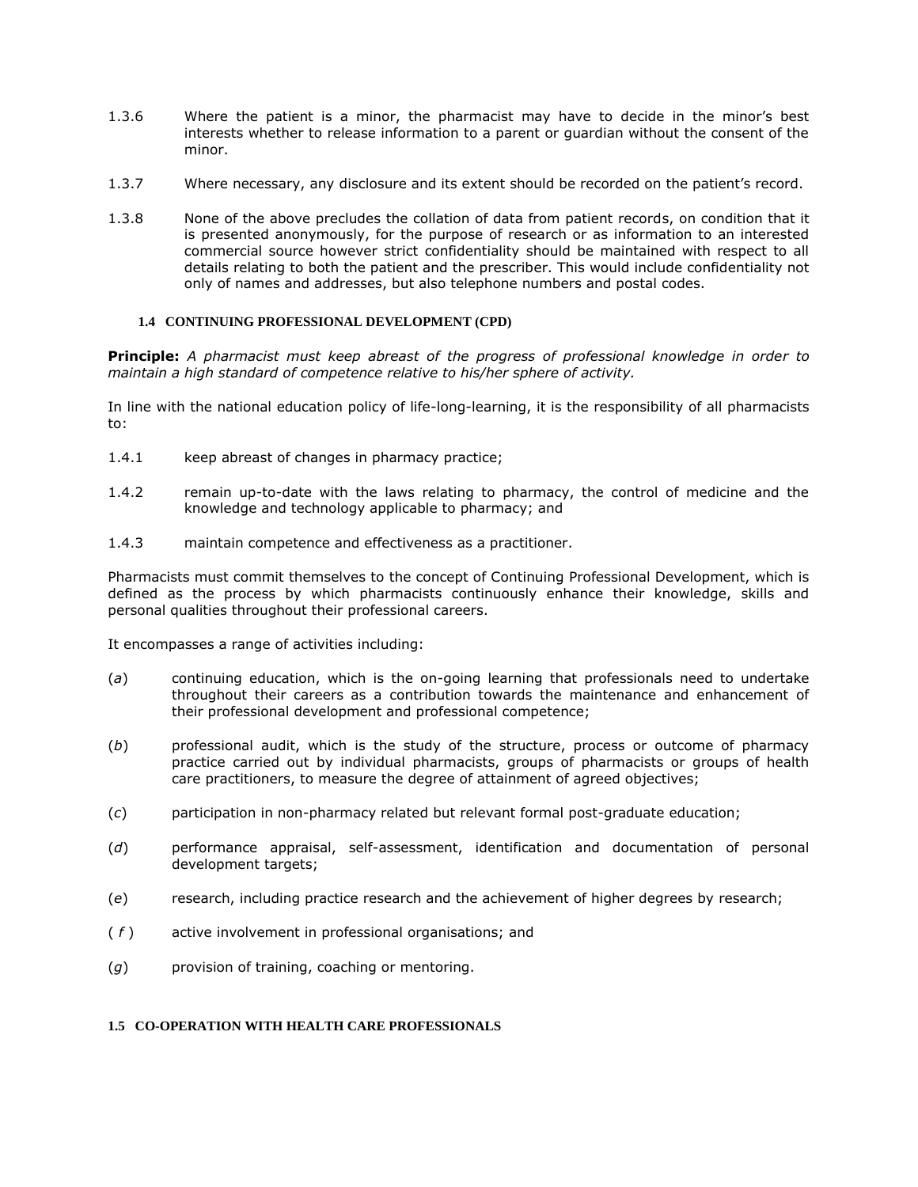1.3.6 Where the patient is a minor, the pharmacist may have to decide in the minor's best interests whether to release information to a parent or guardian without the consent of the minor.

1.3.7 Where necessary, any disclosure and its extent should be recorded on the patient's record.

1.3.8 None of the above precludes the collation of data from patient records, on condition that it is presented anonymously, for the purpose of research or as information to an interested commercial source however strict confidentiality should be maintained with respect to all details relating to both the patient and the prescriber. This would include confidentiality not only of names and addresses, but also telephone numbers and postal codes.

### 1.4 CONTINUING PROFESSIONAL DEVELOPMENT (CPD)

**Principle:** *A pharmacist must keep abreast of the progress of professional knowledge in order to maintain a high standard of competence relative to his/her sphere of activity.*

In line with the national education policy of life-long-learning, it is the responsibility of all pharmacists to:

1.4.1 keep abreast of changes in pharmacy practice;

1.4.2 remain up-to-date with the laws relating to pharmacy, the control of medicine and the knowledge and technology applicable to pharmacy; and

1.4.3 maintain competence and effectiveness as a practitioner.

Pharmacists must commit themselves to the concept of Continuing Professional Development, which is defined as the process by which pharmacists continuously enhance their knowledge, skills and personal qualities throughout their professional careers.

It encompasses a range of activities including:

(*a*) continuing education, which is the on-going learning that professionals need to undertake throughout their careers as a contribution towards the maintenance and enhancement of their professional development and professional competence;

(*b*) professional audit, which is the study of the structure, process or outcome of pharmacy practice carried out by individual pharmacists, groups of pharmacists or groups of health care practitioners, to measure the degree of attainment of agreed objectives;

(*c*) participation in non-pharmacy related but relevant formal post-graduate education;

(*d*) performance appraisal, self-assessment, identification and documentation of personal development targets;

(*e*) research, including practice research and the achievement of higher degrees by research;

(*f*) active involvement in professional organisations; and

(*g*) provision of training, coaching or mentoring.

### 1.5 CO-OPERATION WITH HEALTH CARE PROFESSIONALS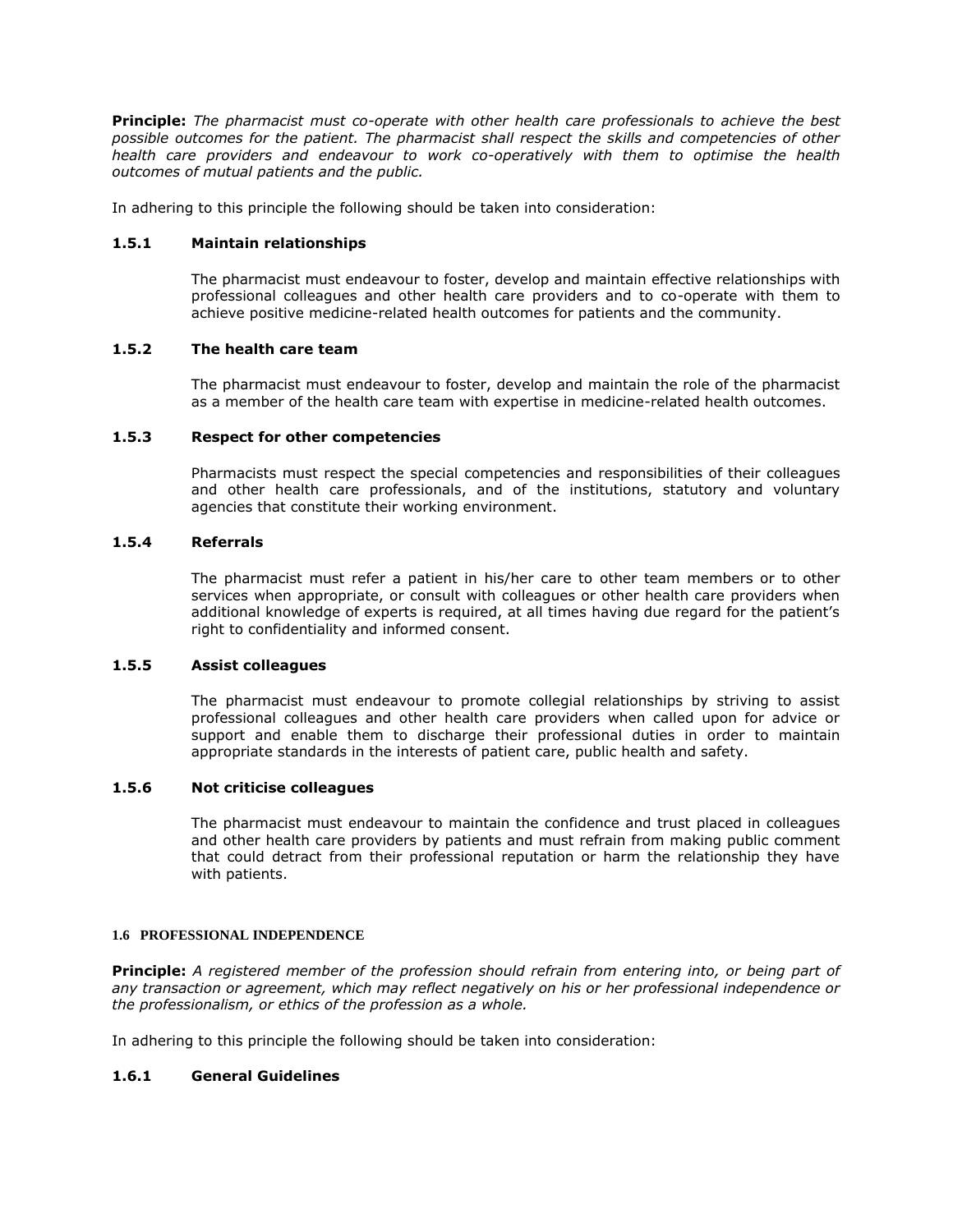**Principle:** *The pharmacist must co-operate with other health care professionals to achieve the best possible outcomes for the patient. The pharmacist shall respect the skills and competencies of other health care providers and endeavour to work co-operatively with them to optimise the health outcomes of mutual patients and the public.*

In adhering to this principle the following should be taken into consideration:

### 1.5.1 Maintain relationships

The pharmacist must endeavour to foster, develop and maintain effective relationships with professional colleagues and other health care providers and to co-operate with them to achieve positive medicine-related health outcomes for patients and the community.

### 1.5.2 The health care team

The pharmacist must endeavour to foster, develop and maintain the role of the pharmacist as a member of the health care team with expertise in medicine-related health outcomes.

### 1.5.3 Respect for other competencies

Pharmacists must respect the special competencies and responsibilities of their colleagues and other health care professionals, and of the institutions, statutory and voluntary agencies that constitute their working environment.

### 1.5.4 Referrals

The pharmacist must refer a patient in his/her care to other team members or to other services when appropriate, or consult with colleagues or other health care providers when additional knowledge of experts is required, at all times having due regard for the patient's right to confidentiality and informed consent.

### 1.5.5 Assist colleagues

The pharmacist must endeavour to promote collegial relationships by striving to assist professional colleagues and other health care providers when called upon for advice or support and enable them to discharge their professional duties in order to maintain appropriate standards in the interests of patient care, public health and safety.

### 1.5.6 Not criticise colleagues

The pharmacist must endeavour to maintain the confidence and trust placed in colleagues and other health care providers by patients and must refrain from making public comment that could detract from their professional reputation or harm the relationship they have with patients.

## 1.6 PROFESSIONAL INDEPENDENCE

**Principle:** *A registered member of the profession should refrain from entering into, or being part of any transaction or agreement, which may reflect negatively on his or her professional independence or the professionalism, or ethics of the profession as a whole.*

In adhering to this principle the following should be taken into consideration:

### 1.6.1 General Guidelines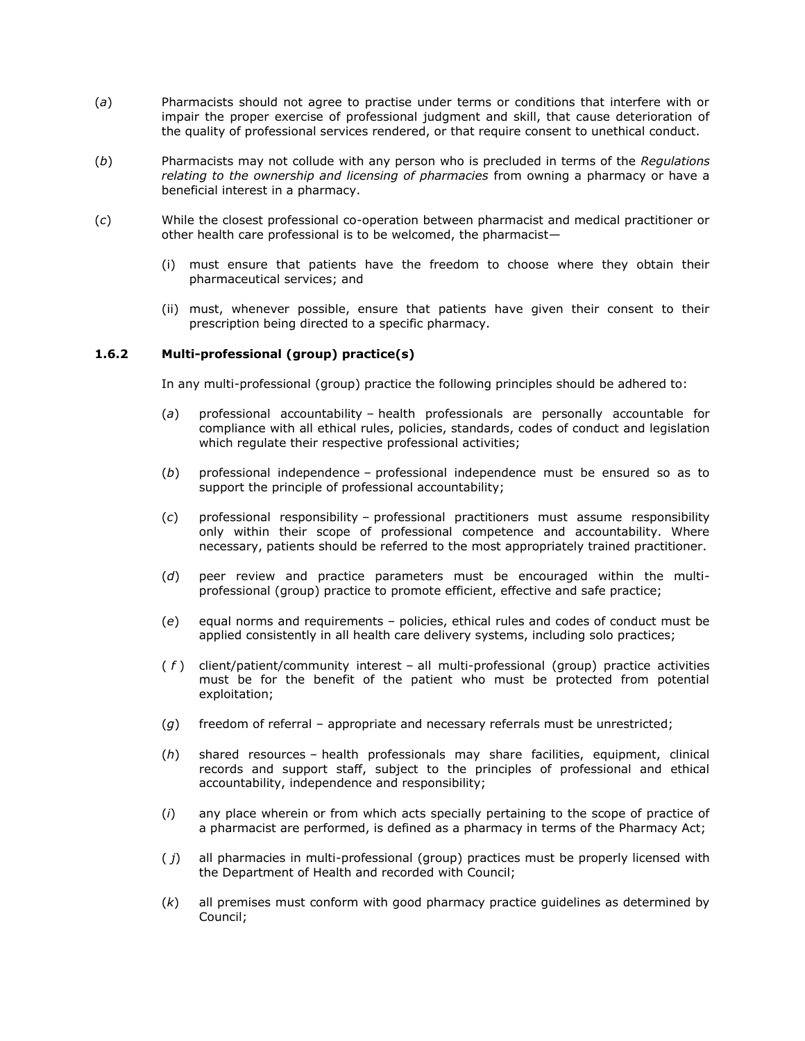(*a*) Pharmacists should not agree to practise under terms or conditions that interfere with or impair the proper exercise of professional judgment and skill, that cause deterioration of the quality of professional services rendered, or that require consent to unethical conduct.

(*b*) Pharmacists may not collude with any person who is precluded in terms of the *Regulations relating to the ownership and licensing of pharmacies* from owning a pharmacy or have a beneficial interest in a pharmacy.

(*c*) While the closest professional co-operation between pharmacist and medical practitioner or other health care professional is to be welcomed, the pharmacist—

- (i) must ensure that patients have the freedom to choose where they obtain their pharmaceutical services; and
- (ii) must, whenever possible, ensure that patients have given their consent to their prescription being directed to a specific pharmacy.

### 1.6.2 Multi-professional (group) practice(s)

In any multi-professional (group) practice the following principles should be adhered to:

(*a*) professional accountability – health professionals are personally accountable for compliance with all ethical rules, policies, standards, codes of conduct and legislation which regulate their respective professional activities;

(*b*) professional independence – professional independence must be ensured so as to support the principle of professional accountability;

(*c*) professional responsibility – professional practitioners must assume responsibility only within their scope of professional competence and accountability. Where necessary, patients should be referred to the most appropriately trained practitioner.

(*d*) peer review and practice parameters must be encouraged within the multi-professional (group) practice to promote efficient, effective and safe practice;

(*e*) equal norms and requirements – policies, ethical rules and codes of conduct must be applied consistently in all health care delivery systems, including solo practices;

(*f*) client/patient/community interest – all multi-professional (group) practice activities must be for the benefit of the patient who must be protected from potential exploitation;

(*g*) freedom of referral – appropriate and necessary referrals must be unrestricted;

(*h*) shared resources – health professionals may share facilities, equipment, clinical records and support staff, subject to the principles of professional and ethical accountability, independence and responsibility;

(*i*) any place wherein or from which acts specially pertaining to the scope of practice of a pharmacist are performed, is defined as a pharmacy in terms of the Pharmacy Act;

(*j*) all pharmacies in multi-professional (group) practices must be properly licensed with the Department of Health and recorded with Council;

(*k*) all premises must conform with good pharmacy practice guidelines as determined by Council;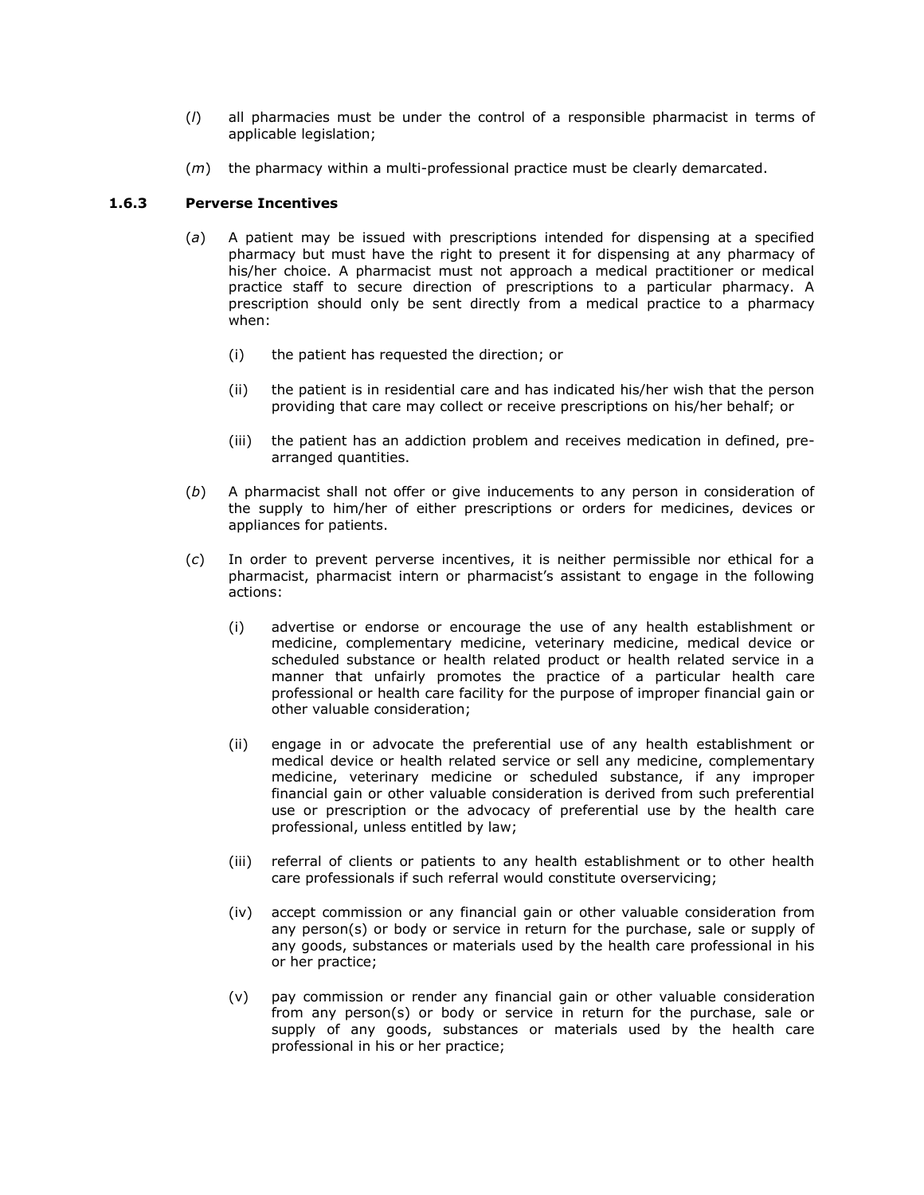(*l*) all pharmacies must be under the control of a responsible pharmacist in terms of applicable legislation;

(*m*) the pharmacy within a multi-professional practice must be clearly demarcated.

### 1.6.3 Perverse Incentives

(*a*) A patient may be issued with prescriptions intended for dispensing at a specified pharmacy but must have the right to present it for dispensing at any pharmacy of his/her choice. A pharmacist must not approach a medical practitioner or medical practice staff to secure direction of prescriptions to a particular pharmacy. A prescription should only be sent directly from a medical practice to a pharmacy when:

- (i) the patient has requested the direction; or
- (ii) the patient is in residential care and has indicated his/her wish that the person providing that care may collect or receive prescriptions on his/her behalf; or
- (iii) the patient has an addiction problem and receives medication in defined, pre-arranged quantities.

(*b*) A pharmacist shall not offer or give inducements to any person in consideration of the supply to him/her of either prescriptions or orders for medicines, devices or appliances for patients.

(*c*) In order to prevent perverse incentives, it is neither permissible nor ethical for a pharmacist, pharmacist intern or pharmacist's assistant to engage in the following actions:

- (i) advertise or endorse or encourage the use of any health establishment or medicine, complementary medicine, veterinary medicine, medical device or scheduled substance or health related product or health related service in a manner that unfairly promotes the practice of a particular health care professional or health care facility for the purpose of improper financial gain or other valuable consideration;
- (ii) engage in or advocate the preferential use of any health establishment or medical device or health related service or sell any medicine, complementary medicine, veterinary medicine or scheduled substance, if any improper financial gain or other valuable consideration is derived from such preferential use or prescription or the advocacy of preferential use by the health care professional, unless entitled by law;
- (iii) referral of clients or patients to any health establishment or to other health care professionals if such referral would constitute overservicing;
- (iv) accept commission or any financial gain or other valuable consideration from any person(s) or body or service in return for the purchase, sale or supply of any goods, substances or materials used by the health care professional in his or her practice;
- (v) pay commission or render any financial gain or other valuable consideration from any person(s) or body or service in return for the purchase, sale or supply of any goods, substances or materials used by the health care professional in his or her practice;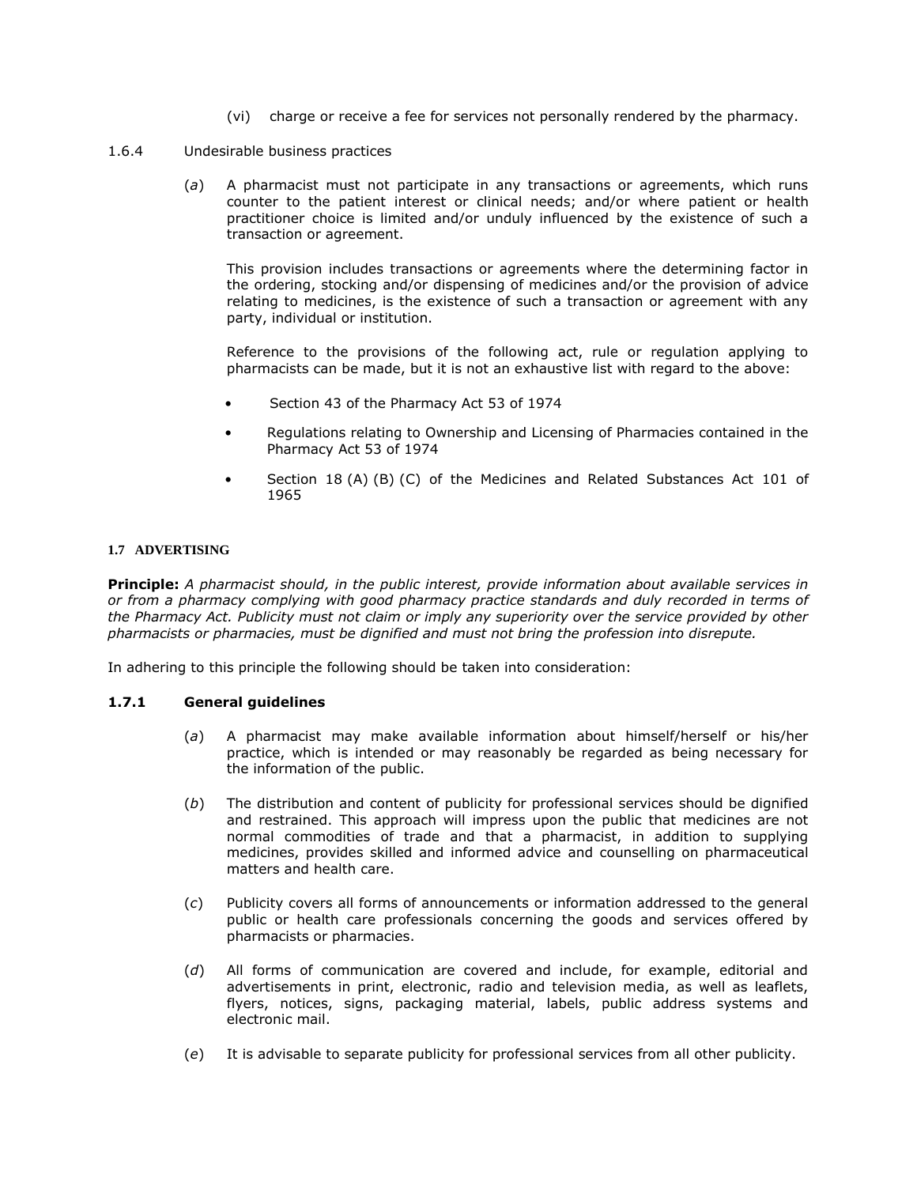(vi) charge or receive a fee for services not personally rendered by the pharmacy.

1.6.4 Undesirable business practices

(*a*) A pharmacist must not participate in any transactions or agreements, which runs counter to the patient interest or clinical needs; and/or where patient or health practitioner choice is limited and/or unduly influenced by the existence of such a transaction or agreement.

This provision includes transactions or agreements where the determining factor in the ordering, stocking and/or dispensing of medicines and/or the provision of advice relating to medicines, is the existence of such a transaction or agreement with any party, individual or institution.

Reference to the provisions of the following act, rule or regulation applying to pharmacists can be made, but it is not an exhaustive list with regard to the above:

- Section 43 of the Pharmacy Act 53 of 1974
- Regulations relating to Ownership and Licensing of Pharmacies contained in the Pharmacy Act 53 of 1974
- Section 18 (A) (B) (C) of the Medicines and Related Substances Act 101 of 1965

## 1.7 ADVERTISING

**Principle:** *A pharmacist should, in the public interest, provide information about available services in or from a pharmacy complying with good pharmacy practice standards and duly recorded in terms of the Pharmacy Act. Publicity must not claim or imply any superiority over the service provided by other pharmacists or pharmacies, must be dignified and must not bring the profession into disrepute.*

In adhering to this principle the following should be taken into consideration:

### 1.7.1 General guidelines

(*a*) A pharmacist may make available information about himself/herself or his/her practice, which is intended or may reasonably be regarded as being necessary for the information of the public.

(*b*) The distribution and content of publicity for professional services should be dignified and restrained. This approach will impress upon the public that medicines are not normal commodities of trade and that a pharmacist, in addition to supplying medicines, provides skilled and informed advice and counselling on pharmaceutical matters and health care.

(*c*) Publicity covers all forms of announcements or information addressed to the general public or health care professionals concerning the goods and services offered by pharmacists or pharmacies.

(*d*) All forms of communication are covered and include, for example, editorial and advertisements in print, electronic, radio and television media, as well as leaflets, flyers, notices, signs, packaging material, labels, public address systems and electronic mail.

(*e*) It is advisable to separate publicity for professional services from all other publicity.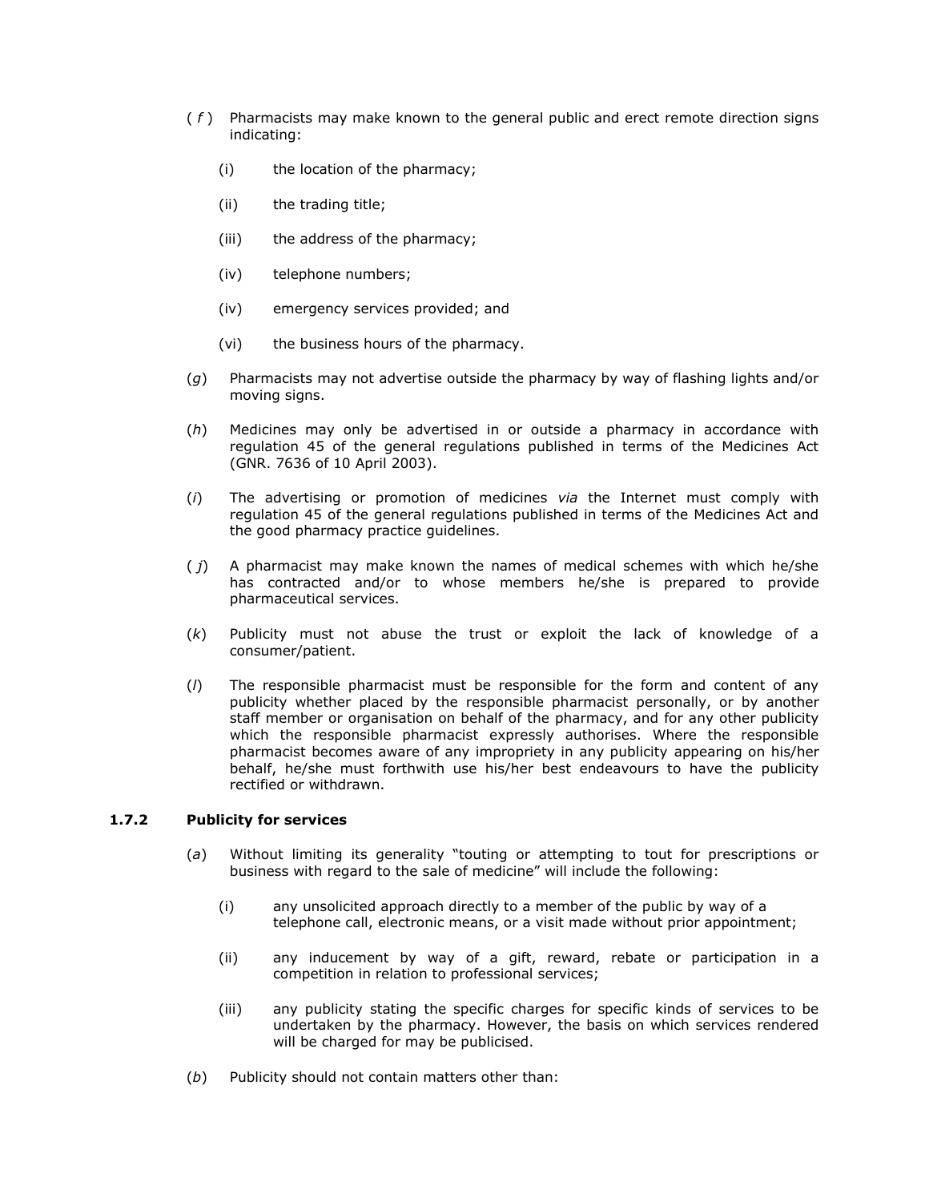( *f* ) Pharmacists may make known to the general public and erect remote direction signs indicating:

  (i) the location of the pharmacy;

  (ii) the trading title;

  (iii) the address of the pharmacy;

  (iv) telephone numbers;

  (iv) emergency services provided; and

  (vi) the business hours of the pharmacy.

(*g*) Pharmacists may not advertise outside the pharmacy by way of flashing lights and/or moving signs.

(*h*) Medicines may only be advertised in or outside a pharmacy in accordance with regulation 45 of the general regulations published in terms of the Medicines Act (GNR. 7636 of 10 April 2003).

(*i*) The advertising or promotion of medicines *via* the Internet must comply with regulation 45 of the general regulations published in terms of the Medicines Act and the good pharmacy practice guidelines.

( *j*) A pharmacist may make known the names of medical schemes with which he/she has contracted and/or to whose members he/she is prepared to provide pharmaceutical services.

(*k*) Publicity must not abuse the trust or exploit the lack of knowledge of a consumer/patient.

(*l*) The responsible pharmacist must be responsible for the form and content of any publicity whether placed by the responsible pharmacist personally, or by another staff member or organisation on behalf of the pharmacy, and for any other publicity which the responsible pharmacist expressly authorises. Where the responsible pharmacist becomes aware of any impropriety in any publicity appearing on his/her behalf, he/she must forthwith use his/her best endeavours to have the publicity rectified or withdrawn.

### 1.7.2 Publicity for services

(*a*) Without limiting its generality "touting or attempting to tout for prescriptions or business with regard to the sale of medicine" will include the following:

  (i) any unsolicited approach directly to a member of the public by way of a telephone call, electronic means, or a visit made without prior appointment;

  (ii) any inducement by way of a gift, reward, rebate or participation in a competition in relation to professional services;

  (iii) any publicity stating the specific charges for specific kinds of services to be undertaken by the pharmacy. However, the basis on which services rendered will be charged for may be publicised.

(*b*) Publicity should not contain matters other than: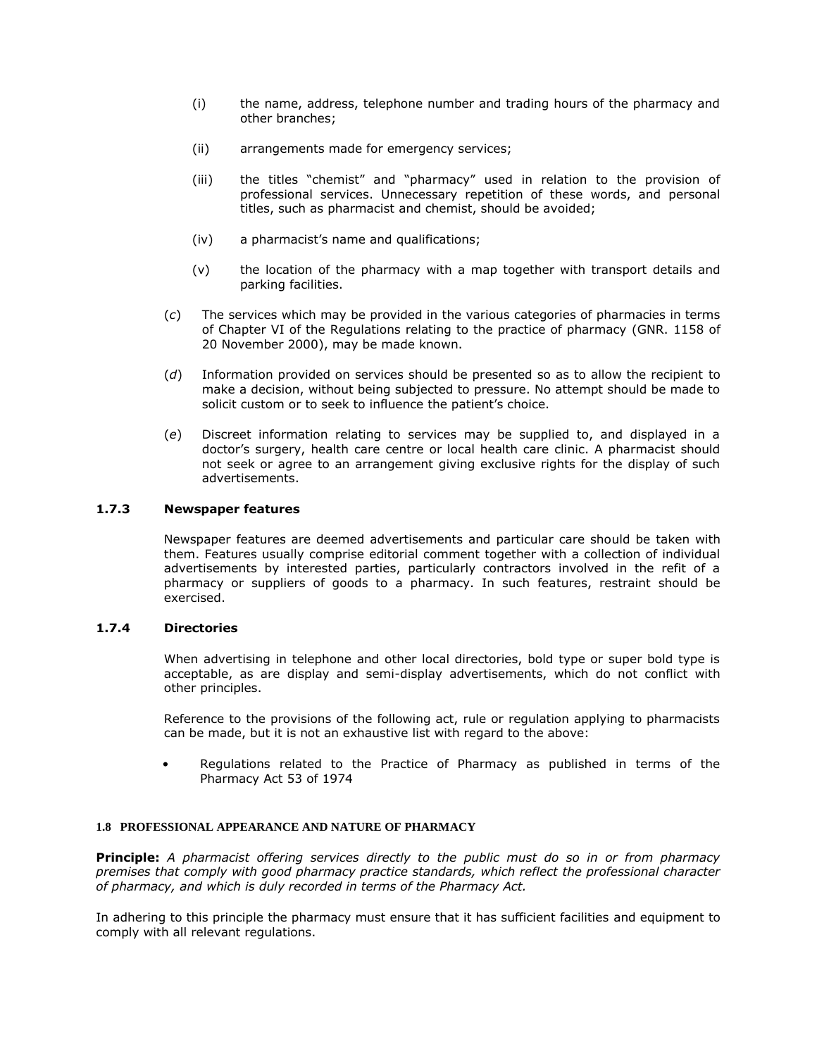(i) the name, address, telephone number and trading hours of the pharmacy and other branches;

(ii) arrangements made for emergency services;

(iii) the titles "chemist" and "pharmacy" used in relation to the provision of professional services. Unnecessary repetition of these words, and personal titles, such as pharmacist and chemist, should be avoided;

(iv) a pharmacist's name and qualifications;

(v) the location of the pharmacy with a map together with transport details and parking facilities.

(*c*) The services which may be provided in the various categories of pharmacies in terms of Chapter VI of the Regulations relating to the practice of pharmacy (GNR. 1158 of 20 November 2000), may be made known.

(*d*) Information provided on services should be presented so as to allow the recipient to make a decision, without being subjected to pressure. No attempt should be made to solicit custom or to seek to influence the patient's choice.

(*e*) Discreet information relating to services may be supplied to, and displayed in a doctor's surgery, health care centre or local health care clinic. A pharmacist should not seek or agree to an arrangement giving exclusive rights for the display of such advertisements.

### 1.7.3 Newspaper features

Newspaper features are deemed advertisements and particular care should be taken with them. Features usually comprise editorial comment together with a collection of individual advertisements by interested parties, particularly contractors involved in the refit of a pharmacy or suppliers of goods to a pharmacy. In such features, restraint should be exercised.

### 1.7.4 Directories

When advertising in telephone and other local directories, bold type or super bold type is acceptable, as are display and semi-display advertisements, which do not conflict with other principles.

Reference to the provisions of the following act, rule or regulation applying to pharmacists can be made, but it is not an exhaustive list with regard to the above:

- Regulations related to the Practice of Pharmacy as published in terms of the Pharmacy Act 53 of 1974

## 1.8 PROFESSIONAL APPEARANCE AND NATURE OF PHARMACY

**Principle:** *A pharmacist offering services directly to the public must do so in or from pharmacy premises that comply with good pharmacy practice standards, which reflect the professional character of pharmacy, and which is duly recorded in terms of the Pharmacy Act.*

In adhering to this principle the pharmacy must ensure that it has sufficient facilities and equipment to comply with all relevant regulations.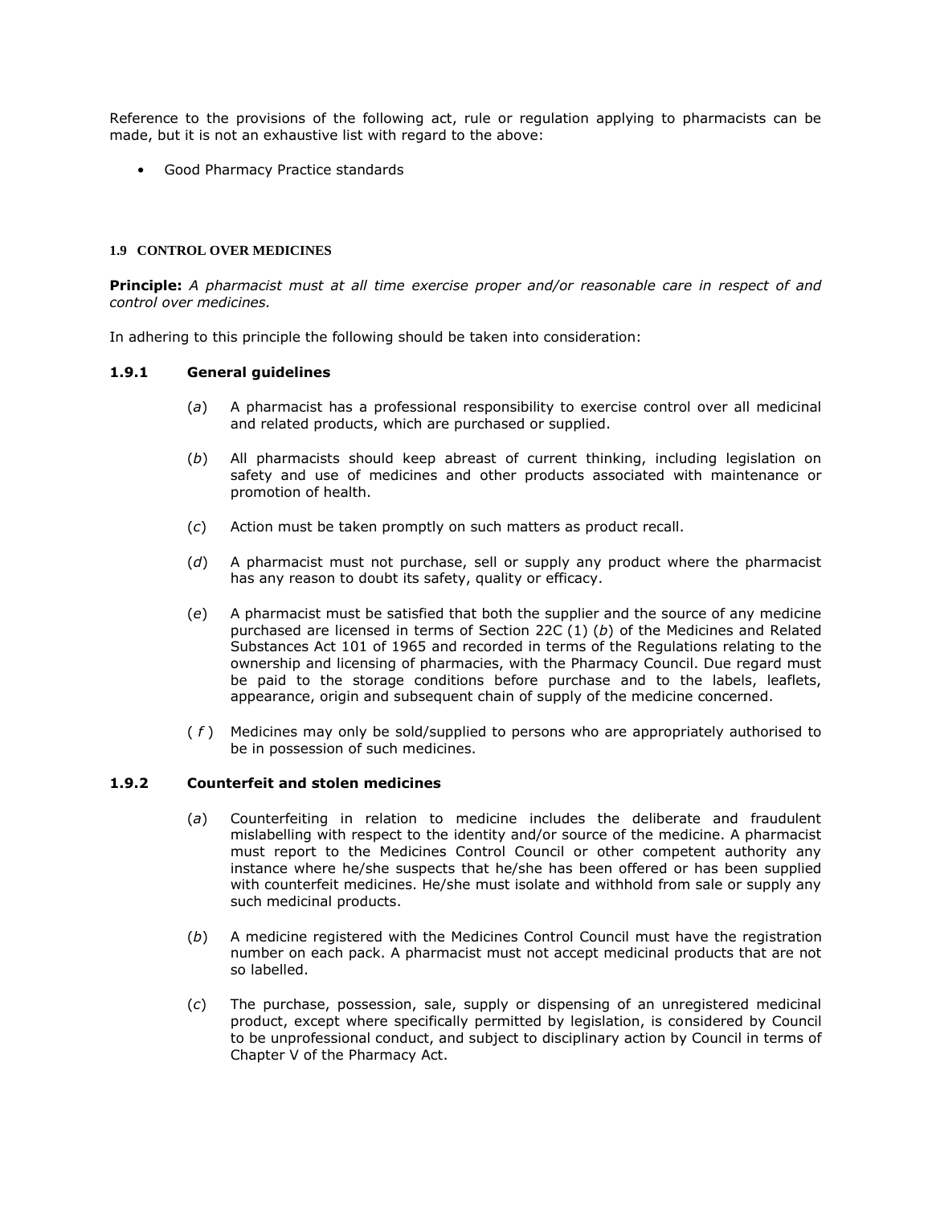Reference to the provisions of the following act, rule or regulation applying to pharmacists can be made, but it is not an exhaustive list with regard to the above:

- Good Pharmacy Practice standards

### 1.9 CONTROL OVER MEDICINES

**Principle:** *A pharmacist must at all time exercise proper and/or reasonable care in respect of and control over medicines.*

In adhering to this principle the following should be taken into consideration:

#### 1.9.1 General guidelines

(*a*) A pharmacist has a professional responsibility to exercise control over all medicinal and related products, which are purchased or supplied.

(*b*) All pharmacists should keep abreast of current thinking, including legislation on safety and use of medicines and other products associated with maintenance or promotion of health.

(*c*) Action must be taken promptly on such matters as product recall.

(*d*) A pharmacist must not purchase, sell or supply any product where the pharmacist has any reason to doubt its safety, quality or efficacy.

(*e*) A pharmacist must be satisfied that both the supplier and the source of any medicine purchased are licensed in terms of Section 22C (1) (*b*) of the Medicines and Related Substances Act 101 of 1965 and recorded in terms of the Regulations relating to the ownership and licensing of pharmacies, with the Pharmacy Council. Due regard must be paid to the storage conditions before purchase and to the labels, leaflets, appearance, origin and subsequent chain of supply of the medicine concerned.

( *f* ) Medicines may only be sold/supplied to persons who are appropriately authorised to be in possession of such medicines.

#### 1.9.2 Counterfeit and stolen medicines

(*a*) Counterfeiting in relation to medicine includes the deliberate and fraudulent mislabelling with respect to the identity and/or source of the medicine. A pharmacist must report to the Medicines Control Council or other competent authority any instance where he/she suspects that he/she has been offered or has been supplied with counterfeit medicines. He/she must isolate and withhold from sale or supply any such medicinal products.

(*b*) A medicine registered with the Medicines Control Council must have the registration number on each pack. A pharmacist must not accept medicinal products that are not so labelled.

(*c*) The purchase, possession, sale, supply or dispensing of an unregistered medicinal product, except where specifically permitted by legislation, is considered by Council to be unprofessional conduct, and subject to disciplinary action by Council in terms of Chapter V of the Pharmacy Act.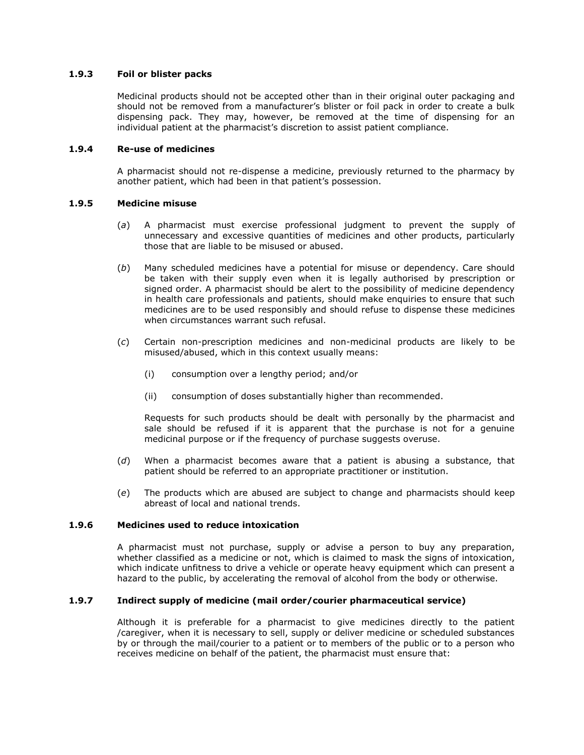### 1.9.3 Foil or blister packs

Medicinal products should not be accepted other than in their original outer packaging and should not be removed from a manufacturer's blister or foil pack in order to create a bulk dispensing pack. They may, however, be removed at the time of dispensing for an individual patient at the pharmacist's discretion to assist patient compliance.

### 1.9.4 Re-use of medicines

A pharmacist should not re-dispense a medicine, previously returned to the pharmacy by another patient, which had been in that patient's possession.

### 1.9.5 Medicine misuse

(*a*) A pharmacist must exercise professional judgment to prevent the supply of unnecessary and excessive quantities of medicines and other products, particularly those that are liable to be misused or abused.

(*b*) Many scheduled medicines have a potential for misuse or dependency. Care should be taken with their supply even when it is legally authorised by prescription or signed order. A pharmacist should be alert to the possibility of medicine dependency in health care professionals and patients, should make enquiries to ensure that such medicines are to be used responsibly and should refuse to dispense these medicines when circumstances warrant such refusal.

(*c*) Certain non-prescription medicines and non-medicinal products are likely to be misused/abused, which in this context usually means:

- (i) consumption over a lengthy period; and/or
- (ii) consumption of doses substantially higher than recommended.

Requests for such products should be dealt with personally by the pharmacist and sale should be refused if it is apparent that the purchase is not for a genuine medicinal purpose or if the frequency of purchase suggests overuse.

(*d*) When a pharmacist becomes aware that a patient is abusing a substance, that patient should be referred to an appropriate practitioner or institution.

(*e*) The products which are abused are subject to change and pharmacists should keep abreast of local and national trends.

### 1.9.6 Medicines used to reduce intoxication

A pharmacist must not purchase, supply or advise a person to buy any preparation, whether classified as a medicine or not, which is claimed to mask the signs of intoxication, which indicate unfitness to drive a vehicle or operate heavy equipment which can present a hazard to the public, by accelerating the removal of alcohol from the body or otherwise.

### 1.9.7 Indirect supply of medicine (mail order/courier pharmaceutical service)

Although it is preferable for a pharmacist to give medicines directly to the patient /caregiver, when it is necessary to sell, supply or deliver medicine or scheduled substances by or through the mail/courier to a patient or to members of the public or to a person who receives medicine on behalf of the patient, the pharmacist must ensure that: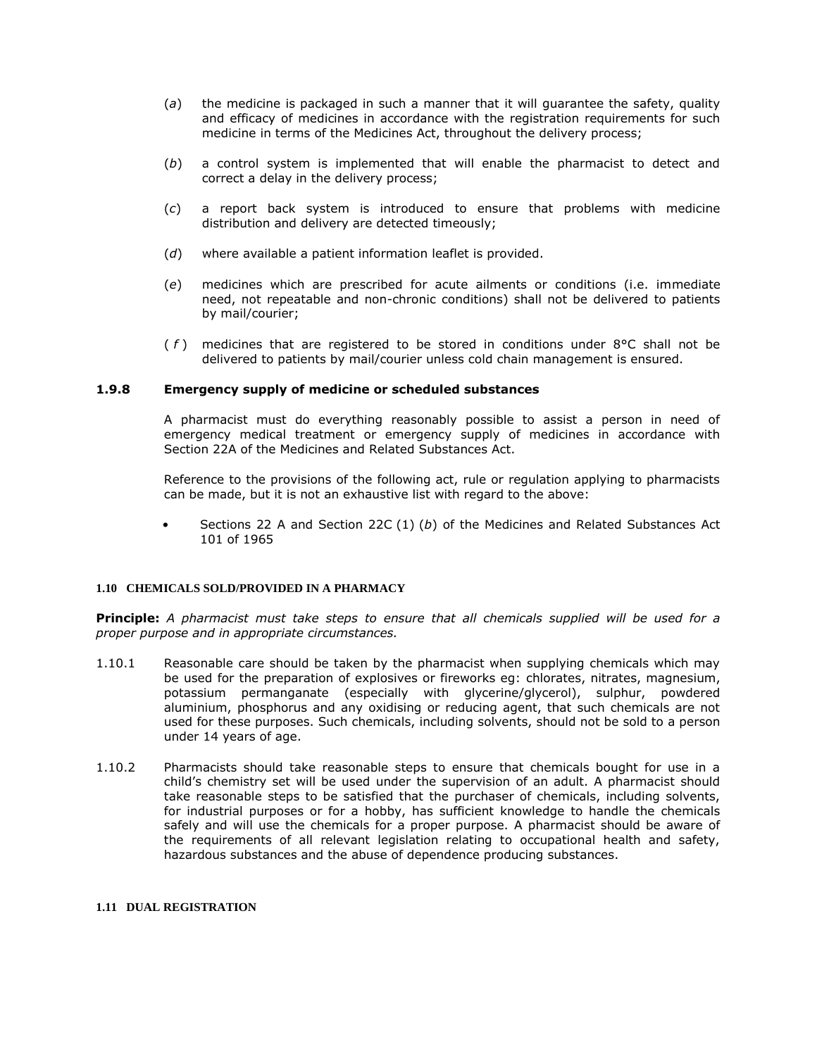(*a*) the medicine is packaged in such a manner that it will guarantee the safety, quality and efficacy of medicines in accordance with the registration requirements for such medicine in terms of the Medicines Act, throughout the delivery process;

(*b*) a control system is implemented that will enable the pharmacist to detect and correct a delay in the delivery process;

(*c*) a report back system is introduced to ensure that problems with medicine distribution and delivery are detected timeously;

(*d*) where available a patient information leaflet is provided.

(*e*) medicines which are prescribed for acute ailments or conditions (i.e. immediate need, not repeatable and non-chronic conditions) shall not be delivered to patients by mail/courier;

(*f*) medicines that are registered to be stored in conditions under 8°C shall not be delivered to patients by mail/courier unless cold chain management is ensured.

### 1.9.8 Emergency supply of medicine or scheduled substances

A pharmacist must do everything reasonably possible to assist a person in need of emergency medical treatment or emergency supply of medicines in accordance with Section 22A of the Medicines and Related Substances Act.

Reference to the provisions of the following act, rule or regulation applying to pharmacists can be made, but it is not an exhaustive list with regard to the above:

- Sections 22 A and Section 22C (1) (*b*) of the Medicines and Related Substances Act 101 of 1965

## 1.10 CHEMICALS SOLD/PROVIDED IN A PHARMACY

**Principle:** *A pharmacist must take steps to ensure that all chemicals supplied will be used for a proper purpose and in appropriate circumstances.*

1.10.1 Reasonable care should be taken by the pharmacist when supplying chemicals which may be used for the preparation of explosives or fireworks eg: chlorates, nitrates, magnesium, potassium permanganate (especially with glycerine/glycerol), sulphur, powdered aluminium, phosphorus and any oxidising or reducing agent, that such chemicals are not used for these purposes. Such chemicals, including solvents, should not be sold to a person under 14 years of age.

1.10.2 Pharmacists should take reasonable steps to ensure that chemicals bought for use in a child's chemistry set will be used under the supervision of an adult. A pharmacist should take reasonable steps to be satisfied that the purchaser of chemicals, including solvents, for industrial purposes or for a hobby, has sufficient knowledge to handle the chemicals safely and will use the chemicals for a proper purpose. A pharmacist should be aware of the requirements of all relevant legislation relating to occupational health and safety, hazardous substances and the abuse of dependence producing substances.

## 1.11 DUAL REGISTRATION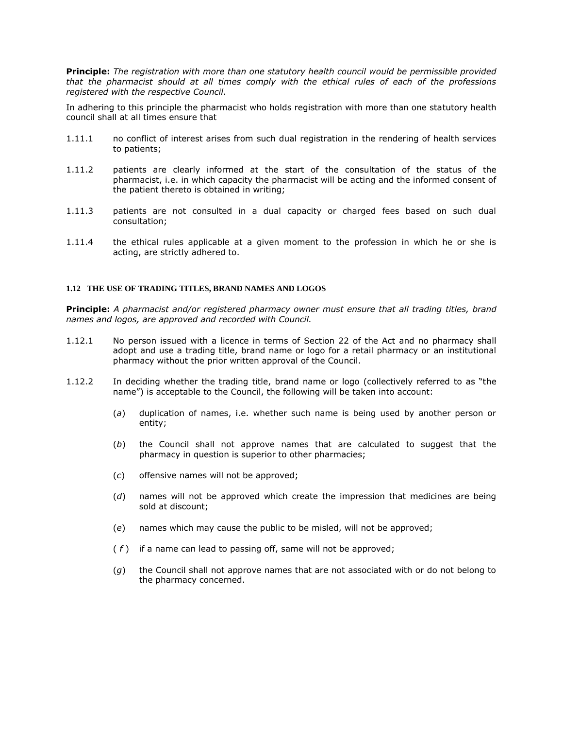**Principle:** *The registration with more than one statutory health council would be permissible provided that the pharmacist should at all times comply with the ethical rules of each of the professions registered with the respective Council.*

In adhering to this principle the pharmacist who holds registration with more than one statutory health council shall at all times ensure that

1.11.1 no conflict of interest arises from such dual registration in the rendering of health services to patients;

1.11.2 patients are clearly informed at the start of the consultation of the status of the pharmacist, i.e. in which capacity the pharmacist will be acting and the informed consent of the patient thereto is obtained in writing;

1.11.3 patients are not consulted in a dual capacity or charged fees based on such dual consultation;

1.11.4 the ethical rules applicable at a given moment to the profession in which he or she is acting, are strictly adhered to.

### 1.12 THE USE OF TRADING TITLES, BRAND NAMES AND LOGOS

**Principle:** *A pharmacist and/or registered pharmacy owner must ensure that all trading titles, brand names and logos, are approved and recorded with Council.*

1.12.1 No person issued with a licence in terms of Section 22 of the Act and no pharmacy shall adopt and use a trading title, brand name or logo for a retail pharmacy or an institutional pharmacy without the prior written approval of the Council.

1.12.2 In deciding whether the trading title, brand name or logo (collectively referred to as "the name") is acceptable to the Council, the following will be taken into account:

(*a*) duplication of names, i.e. whether such name is being used by another person or entity;

(*b*) the Council shall not approve names that are calculated to suggest that the pharmacy in question is superior to other pharmacies;

(*c*) offensive names will not be approved;

(*d*) names will not be approved which create the impression that medicines are being sold at discount;

(*e*) names which may cause the public to be misled, will not be approved;

( *f* ) if a name can lead to passing off, same will not be approved;

(*g*) the Council shall not approve names that are not associated with or do not belong to the pharmacy concerned.